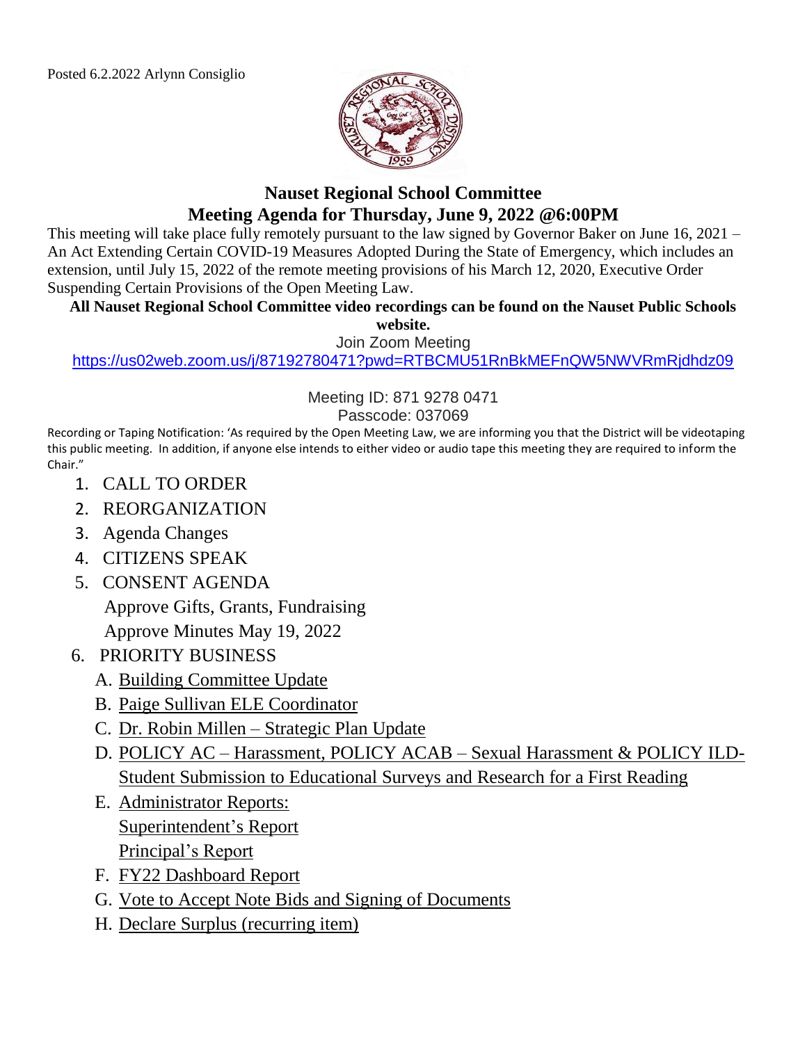Posted 6.2.2022 Arlynn Consiglio

# Nauset Regional School Committee
## Meeting Agenda for Thursday, June 9, 2022 @6:00PM

This meeting will take place fully remotely pursuant to the law signed by Governor Baker on June 16, 2021 – An Act Extending Certain COVID-19 Measures Adopted During the State of Emergency, which includes an extension, until July 15, 2022 of the remote meeting provisions of his March 12, 2020, Executive Order Suspending Certain Provisions of the Open Meeting Law.

**All Nauset Regional School Committee video recordings can be found on the Nauset Public Schools website.**

Join Zoom Meeting

https://us02web.zoom.us/j/87192780471?pwd=RTBCMU51RnBkMEFnQW5NWVRmRjdhdz09

Meeting ID: 871 9278 0471

Passcode: 037069

Recording or Taping Notification: 'As required by the Open Meeting Law, we are informing you that the District will be videotaping this public meeting. In addition, if anyone else intends to either video or audio tape this meeting they are required to inform the Chair."

1. CALL TO ORDER
2. REORGANIZATION
3. Agenda Changes
4. CITIZENS SPEAK
5. CONSENT AGENDA
   Approve Gifts, Grants, Fundraising
   Approve Minutes May 19, 2022
6. PRIORITY BUSINESS
   A. Building Committee Update
   B. Paige Sullivan ELE Coordinator
   C. Dr. Robin Millen – Strategic Plan Update
   D. POLICY AC – Harassment, POLICY ACAB – Sexual Harassment & POLICY ILD- Student Submission to Educational Surveys and Research for a First Reading
   E. Administrator Reports:
      Superintendent's Report
      Principal's Report
   F. FY22 Dashboard Report
   G. Vote to Accept Note Bids and Signing of Documents
   H. Declare Surplus (recurring item)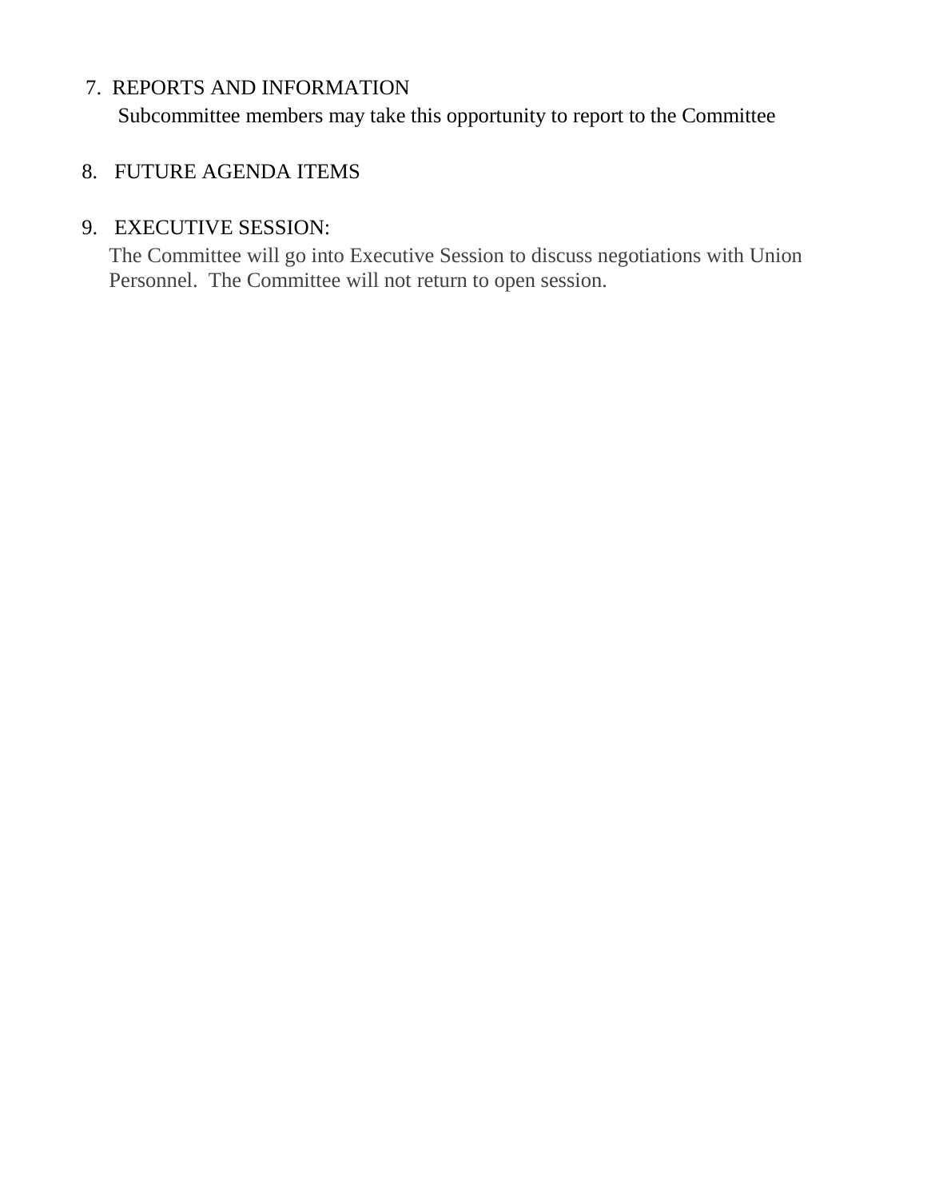7. REPORTS AND INFORMATION

   Subcommittee members may take this opportunity to report to the Committee

8. FUTURE AGENDA ITEMS

9. EXECUTIVE SESSION:

   The Committee will go into Executive Session to discuss negotiations with Union Personnel. The Committee will not return to open session.